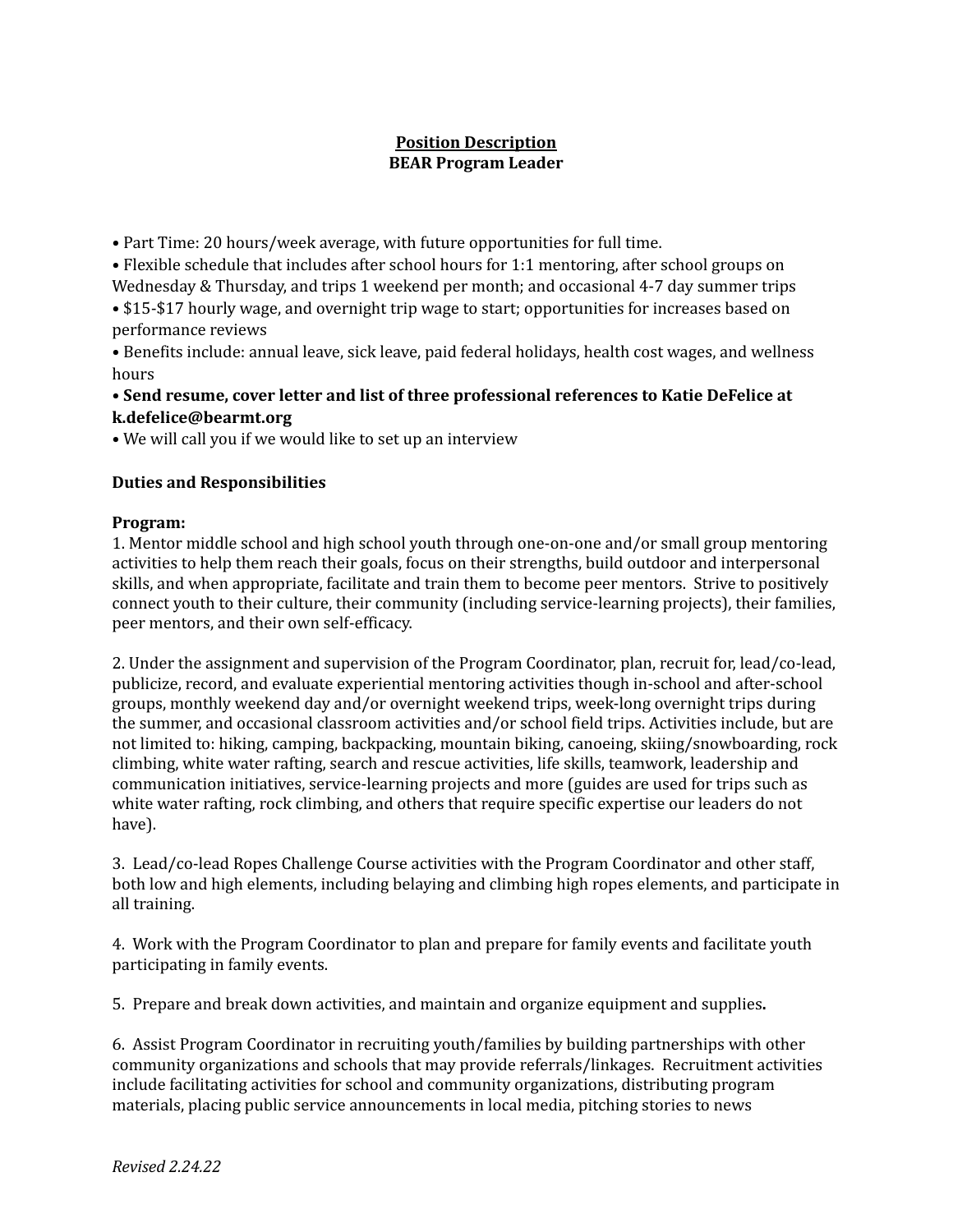**Position Description**
**BEAR Program Leader**

- Part Time: 20 hours/week average, with future opportunities for full time.
- Flexible schedule that includes after school hours for 1:1 mentoring, after school groups on Wednesday & Thursday, and trips 1 weekend per month; and occasional 4-7 day summer trips
- $15-$17 hourly wage, and overnight trip wage to start; opportunities for increases based on performance reviews
- Benefits include: annual leave, sick leave, paid federal holidays, health cost wages, and wellness hours
- **Send resume, cover letter and list of three professional references to Katie DeFelice at k.defelice@bearmt.org**
- We will call you if we would like to set up an interview

**Duties and Responsibilities**

**Program:**

1. Mentor middle school and high school youth through one-on-one and/or small group mentoring activities to help them reach their goals, focus on their strengths, build outdoor and interpersonal skills, and when appropriate, facilitate and train them to become peer mentors. Strive to positively connect youth to their culture, their community (including service-learning projects), their families, peer mentors, and their own self-efficacy.

2. Under the assignment and supervision of the Program Coordinator, plan, recruit for, lead/co-lead, publicize, record, and evaluate experiential mentoring activities though in-school and after-school groups, monthly weekend day and/or overnight weekend trips, week-long overnight trips during the summer, and occasional classroom activities and/or school field trips. Activities include, but are not limited to: hiking, camping, backpacking, mountain biking, canoeing, skiing/snowboarding, rock climbing, white water rafting, search and rescue activities, life skills, teamwork, leadership and communication initiatives, service-learning projects and more (guides are used for trips such as white water rafting, rock climbing, and others that require specific expertise our leaders do not have).

3. Lead/co-lead Ropes Challenge Course activities with the Program Coordinator and other staff, both low and high elements, including belaying and climbing high ropes elements, and participate in all training.

4. Work with the Program Coordinator to plan and prepare for family events and facilitate youth participating in family events.

5. Prepare and break down activities, and maintain and organize equipment and supplies.

6. Assist Program Coordinator in recruiting youth/families by building partnerships with other community organizations and schools that may provide referrals/linkages. Recruitment activities include facilitating activities for school and community organizations, distributing program materials, placing public service announcements in local media, pitching stories to news

*Revised 2.24.22*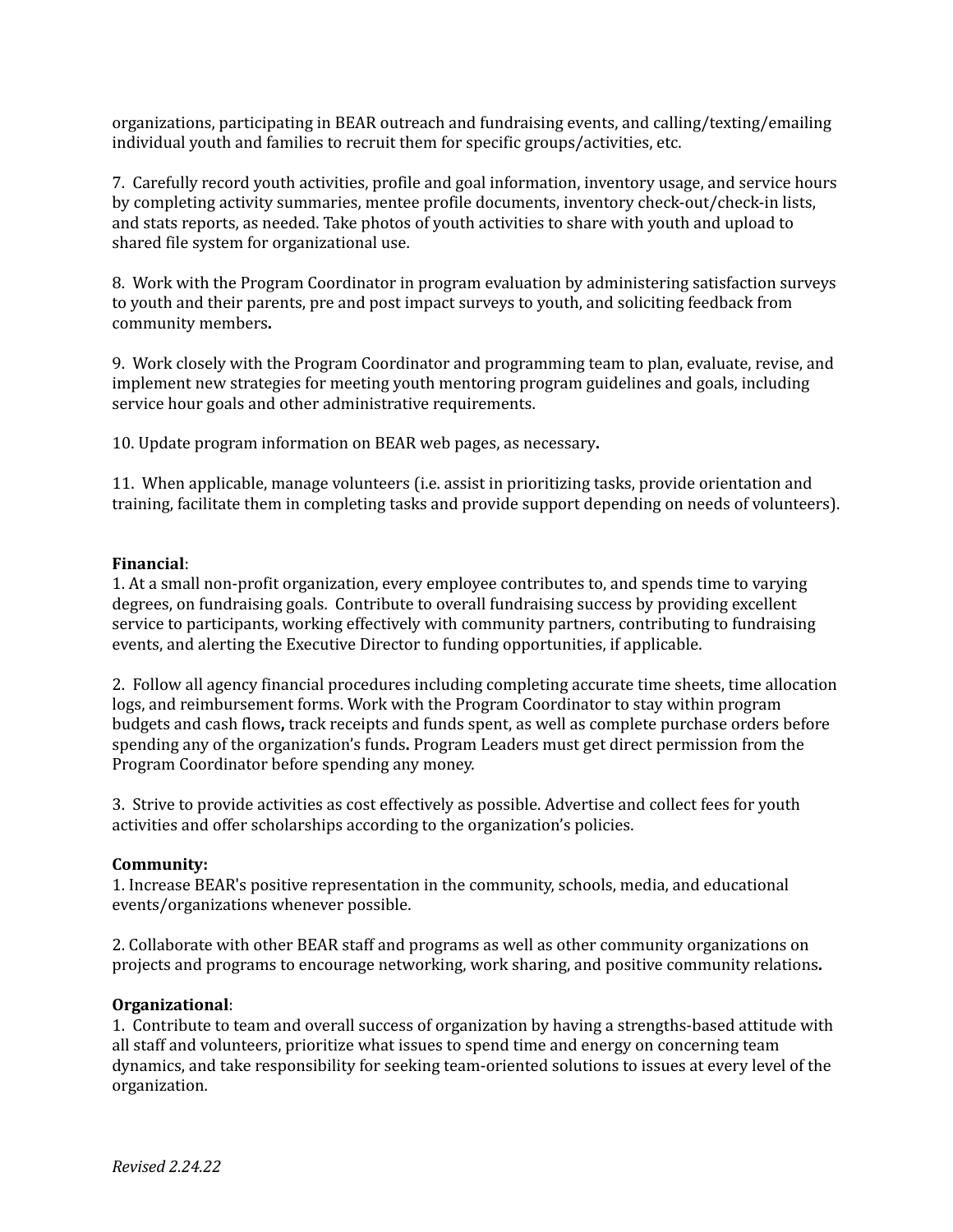organizations, participating in BEAR outreach and fundraising events, and calling/texting/emailing individual youth and families to recruit them for specific groups/activities, etc.

7. Carefully record youth activities, profile and goal information, inventory usage, and service hours by completing activity summaries, mentee profile documents, inventory check-out/check-in lists, and stats reports, as needed. Take photos of youth activities to share with youth and upload to shared file system for organizational use.

8. Work with the Program Coordinator in program evaluation by administering satisfaction surveys to youth and their parents, pre and post impact surveys to youth, and soliciting feedback from community members**.**

9. Work closely with the Program Coordinator and programming team to plan, evaluate, revise, and implement new strategies for meeting youth mentoring program guidelines and goals, including service hour goals and other administrative requirements.

10. Update program information on BEAR web pages, as necessary**.**

11. When applicable, manage volunteers (i.e. assist in prioritizing tasks, provide orientation and training, facilitate them in completing tasks and provide support depending on needs of volunteers).

**Financial**:

1. At a small non-profit organization, every employee contributes to, and spends time to varying degrees, on fundraising goals. Contribute to overall fundraising success by providing excellent service to participants, working effectively with community partners, contributing to fundraising events, and alerting the Executive Director to funding opportunities, if applicable.

2. Follow all agency financial procedures including completing accurate time sheets, time allocation logs, and reimbursement forms. Work with the Program Coordinator to stay within program budgets and cash flows**,** track receipts and funds spent, as well as complete purchase orders before spending any of the organization's funds**.** Program Leaders must get direct permission from the Program Coordinator before spending any money.

3. Strive to provide activities as cost effectively as possible. Advertise and collect fees for youth activities and offer scholarships according to the organization's policies.

**Community:**

1. Increase BEAR's positive representation in the community, schools, media, and educational events/organizations whenever possible.

2. Collaborate with other BEAR staff and programs as well as other community organizations on projects and programs to encourage networking, work sharing, and positive community relations**.**

**Organizational**:

1. Contribute to team and overall success of organization by having a strengths-based attitude with all staff and volunteers, prioritize what issues to spend time and energy on concerning team dynamics, and take responsibility for seeking team-oriented solutions to issues at every level of the organization.

*Revised 2.24.22*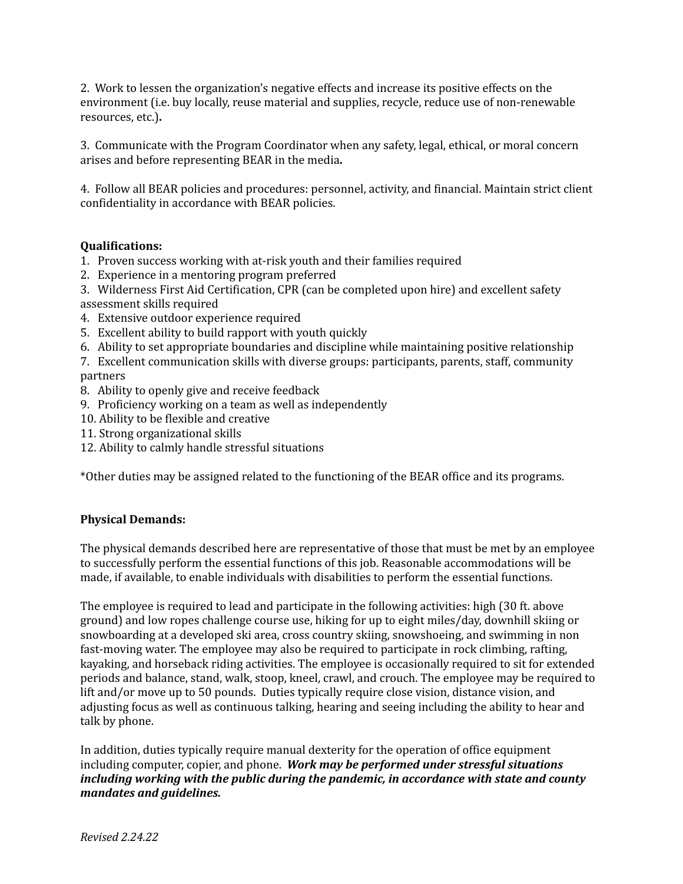2. Work to lessen the organization's negative effects and increase its positive effects on the environment (i.e. buy locally, reuse material and supplies, recycle, reduce use of non-renewable resources, etc.).

3. Communicate with the Program Coordinator when any safety, legal, ethical, or moral concern arises and before representing BEAR in the media.

4. Follow all BEAR policies and procedures: personnel, activity, and financial. Maintain strict client confidentiality in accordance with BEAR policies.

**Qualifications:**

1. Proven success working with at-risk youth and their families required
2. Experience in a mentoring program preferred
3. Wilderness First Aid Certification, CPR (can be completed upon hire) and excellent safety assessment skills required
4. Extensive outdoor experience required
5. Excellent ability to build rapport with youth quickly
6. Ability to set appropriate boundaries and discipline while maintaining positive relationship
7. Excellent communication skills with diverse groups: participants, parents, staff, community partners
8. Ability to openly give and receive feedback
9. Proficiency working on a team as well as independently
10. Ability to be flexible and creative
11. Strong organizational skills
12. Ability to calmly handle stressful situations

*Other duties may be assigned related to the functioning of the BEAR office and its programs.

**Physical Demands:**

The physical demands described here are representative of those that must be met by an employee to successfully perform the essential functions of this job. Reasonable accommodations will be made, if available, to enable individuals with disabilities to perform the essential functions.

The employee is required to lead and participate in the following activities: high (30 ft. above ground) and low ropes challenge course use, hiking for up to eight miles/day, downhill skiing or snowboarding at a developed ski area, cross country skiing, snowshoeing, and swimming in non fast-moving water. The employee may also be required to participate in rock climbing, rafting, kayaking, and horseback riding activities. The employee is occasionally required to sit for extended periods and balance, stand, walk, stoop, kneel, crawl, and crouch. The employee may be required to lift and/or move up to 50 pounds. Duties typically require close vision, distance vision, and adjusting focus as well as continuous talking, hearing and seeing including the ability to hear and talk by phone.

In addition, duties typically require manual dexterity for the operation of office equipment including computer, copier, and phone. ***Work may be performed under stressful situations including working with the public during the pandemic, in accordance with state and county mandates and guidelines.***

*Revised 2.24.22*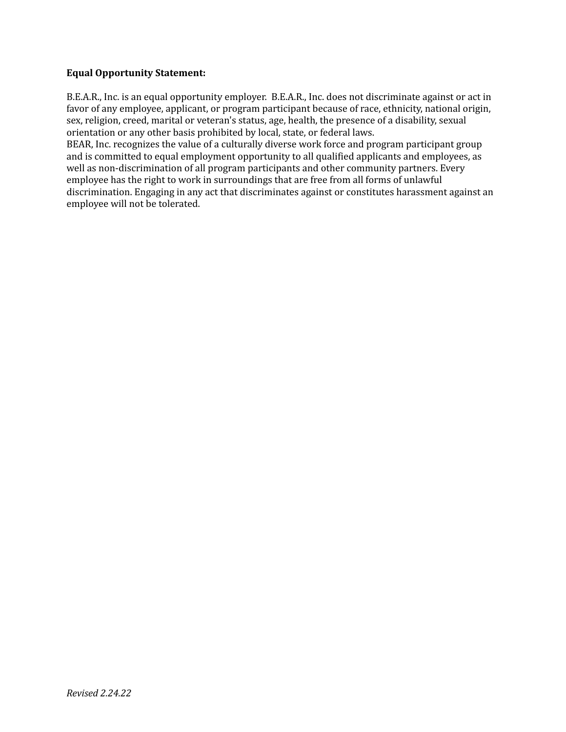**Equal Opportunity Statement:**

B.E.A.R., Inc. is an equal opportunity employer. B.E.A.R., Inc. does not discriminate against or act in favor of any employee, applicant, or program participant because of race, ethnicity, national origin, sex, religion, creed, marital or veteran's status, age, health, the presence of a disability, sexual orientation or any other basis prohibited by local, state, or federal laws.
BEAR, Inc. recognizes the value of a culturally diverse work force and program participant group and is committed to equal employment opportunity to all qualified applicants and employees, as well as non-discrimination of all program participants and other community partners. Every employee has the right to work in surroundings that are free from all forms of unlawful discrimination. Engaging in any act that discriminates against or constitutes harassment against an employee will not be tolerated.

*Revised 2.24.22*